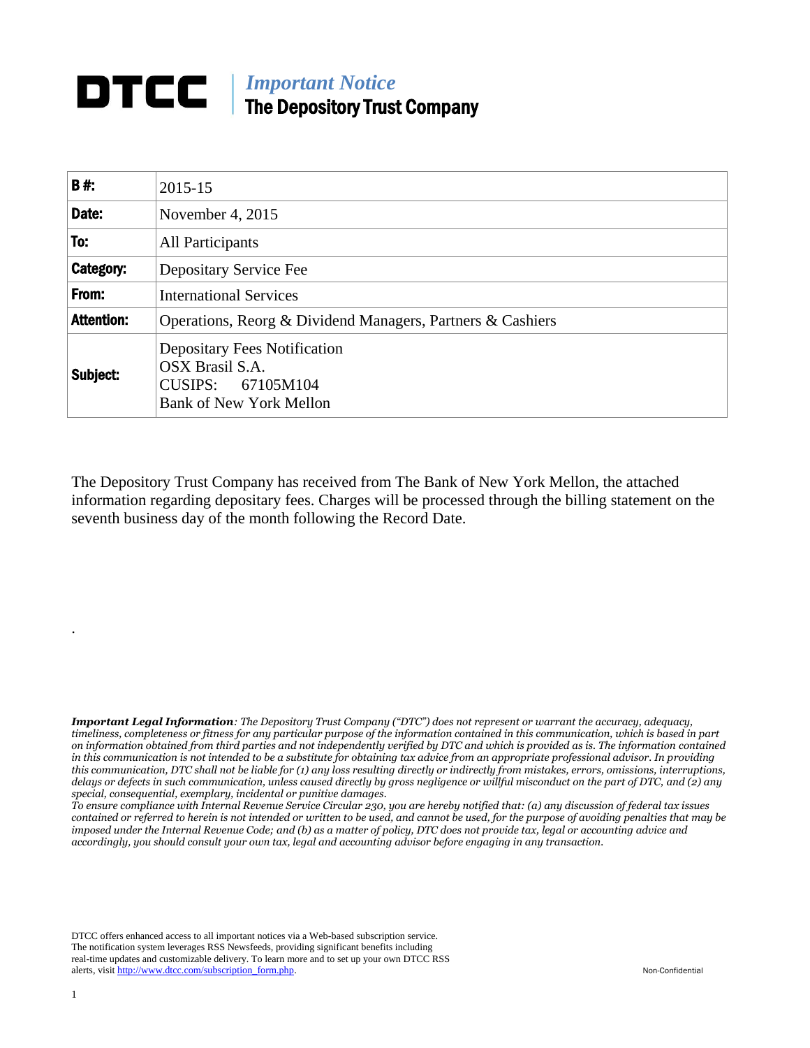# DTCC | *Important Notice* The Depository Trust Company

| **B #:** | 2015-15 |
| --- | --- |
| **Date:** | November 4, 2015 |
| **To:** | All Participants |
| **Category:** | Depositary Service Fee |
| **From:** | International Services |
| **Attention:** | Operations, Reorg & Dividend Managers, Partners & Cashiers |
| **Subject:** | Depositary Fees Notification<br>OSX Brasil S.A.<br>CUSIPS: 67105M104<br>Bank of New York Mellon |

The Depository Trust Company has received from The Bank of New York Mellon, the attached information regarding depositary fees. Charges will be processed through the billing statement on the seventh business day of the month following the Record Date.

.

***Important Legal Information****: The Depository Trust Company ("DTC") does not represent or warrant the accuracy, adequacy, timeliness, completeness or fitness for any particular purpose of the information contained in this communication, which is based in part on information obtained from third parties and not independently verified by DTC and which is provided as is. The information contained in this communication is not intended to be a substitute for obtaining tax advice from an appropriate professional advisor. In providing this communication, DTC shall not be liable for (1) any loss resulting directly or indirectly from mistakes, errors, omissions, interruptions, delays or defects in such communication, unless caused directly by gross negligence or willful misconduct on the part of DTC, and (2) any special, consequential, exemplary, incidental or punitive damages.*

*To ensure compliance with Internal Revenue Service Circular 230, you are hereby notified that: (a) any discussion of federal tax issues contained or referred to herein is not intended or written to be used, and cannot be used, for the purpose of avoiding penalties that may be imposed under the Internal Revenue Code; and (b) as a matter of policy, DTC does not provide tax, legal or accounting advice and accordingly, you should consult your own tax, legal and accounting advisor before engaging in any transaction.*

DTCC offers enhanced access to all important notices via a Web-based subscription service. The notification system leverages RSS Newsfeeds, providing significant benefits including real-time updates and customizable delivery. To learn more and to set up your own DTCC RSS alerts, visit http://www.dtcc.com/subscription_form.php.

Non-Confidential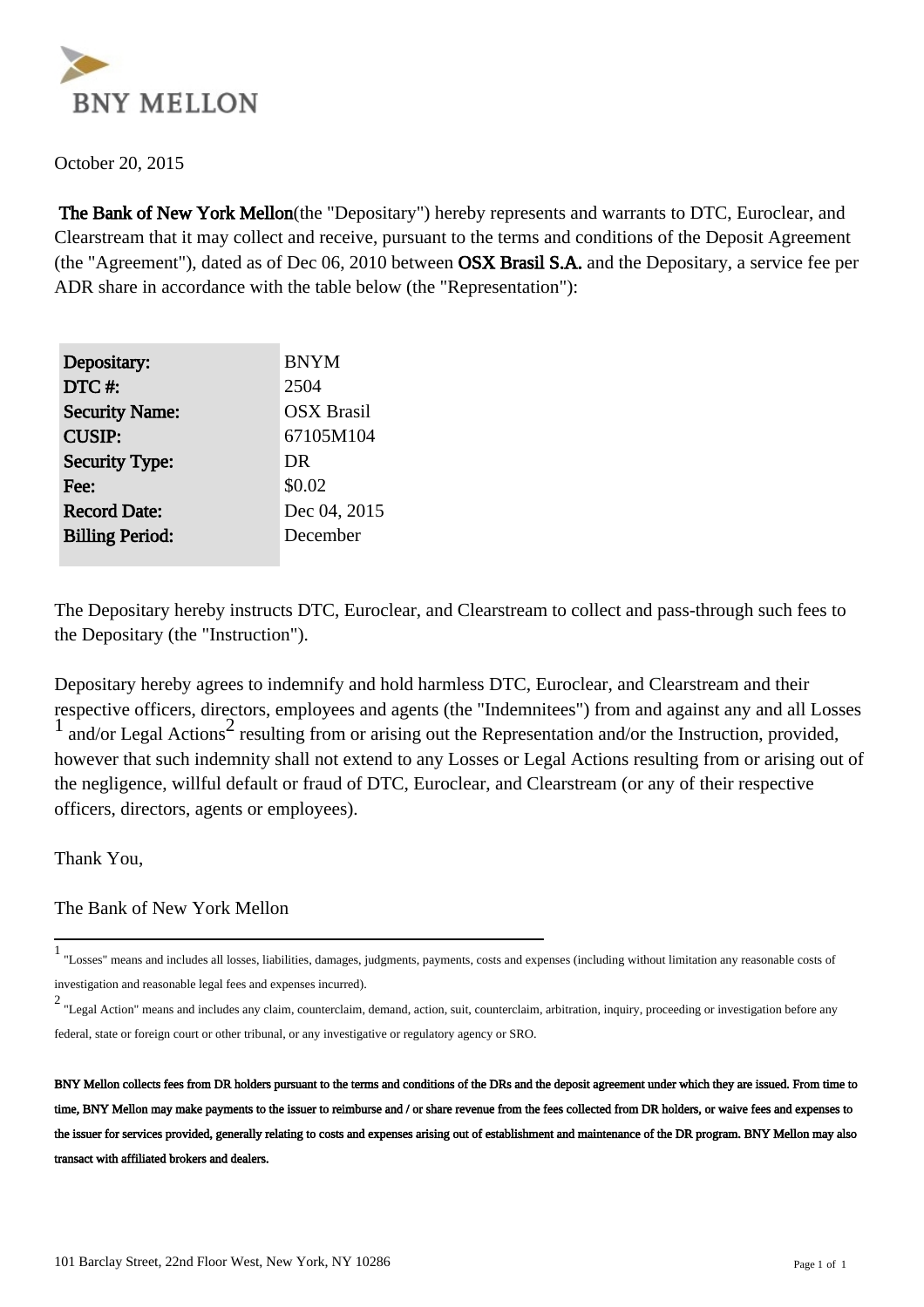BNY MELLON

October 20, 2015

**The Bank of New York Mellon**(the "Depositary") hereby represents and warrants to DTC, Euroclear, and Clearstream that it may collect and receive, pursuant to the terms and conditions of the Deposit Agreement (the "Agreement"), dated as of Dec 06, 2010 between **OSX Brasil S.A.** and the Depositary, a service fee per ADR share in accordance with the table below (the "Representation"):

| | |
|---|---|
| **Depositary:** | BNYM |
| **DTC #:** | 2504 |
| **Security Name:** | OSX Brasil |
| **CUSIP:** | 67105M104 |
| **Security Type:** | DR |
| **Fee:** | $0.02 |
| **Record Date:** | Dec 04, 2015 |
| **Billing Period:** | December |

The Depositary hereby instructs DTC, Euroclear, and Clearstream to collect and pass-through such fees to the Depositary (the "Instruction").

Depositary hereby agrees to indemnify and hold harmless DTC, Euroclear, and Clearstream and their respective officers, directors, employees and agents (the "Indemnitees") from and against any and all Losses [1] and/or Legal Actions[2] resulting from or arising out the Representation and/or the Instruction, provided, however that such indemnity shall not extend to any Losses or Legal Actions resulting from or arising out of the negligence, willful default or fraud of DTC, Euroclear, and Clearstream (or any of their respective officers, directors, agents or employees).

Thank You,

The Bank of New York Mellon

[1] "Losses" means and includes all losses, liabilities, damages, judgments, payments, costs and expenses (including without limitation any reasonable costs of investigation and reasonable legal fees and expenses incurred).

[2] "Legal Action" means and includes any claim, counterclaim, demand, action, suit, counterclaim, arbitration, inquiry, proceeding or investigation before any federal, state or foreign court or other tribunal, or any investigative or regulatory agency or SRO.

**BNY Mellon collects fees from DR holders pursuant to the terms and conditions of the DRs and the deposit agreement under which they are issued. From time to time, BNY Mellon may make payments to the issuer to reimburse and / or share revenue from the fees collected from DR holders, or waive fees and expenses to the issuer for services provided, generally relating to costs and expenses arising out of establishment and maintenance of the DR program. BNY Mellon may also transact with affiliated brokers and dealers.**

101 Barclay Street, 22nd Floor West, New York, NY 10286